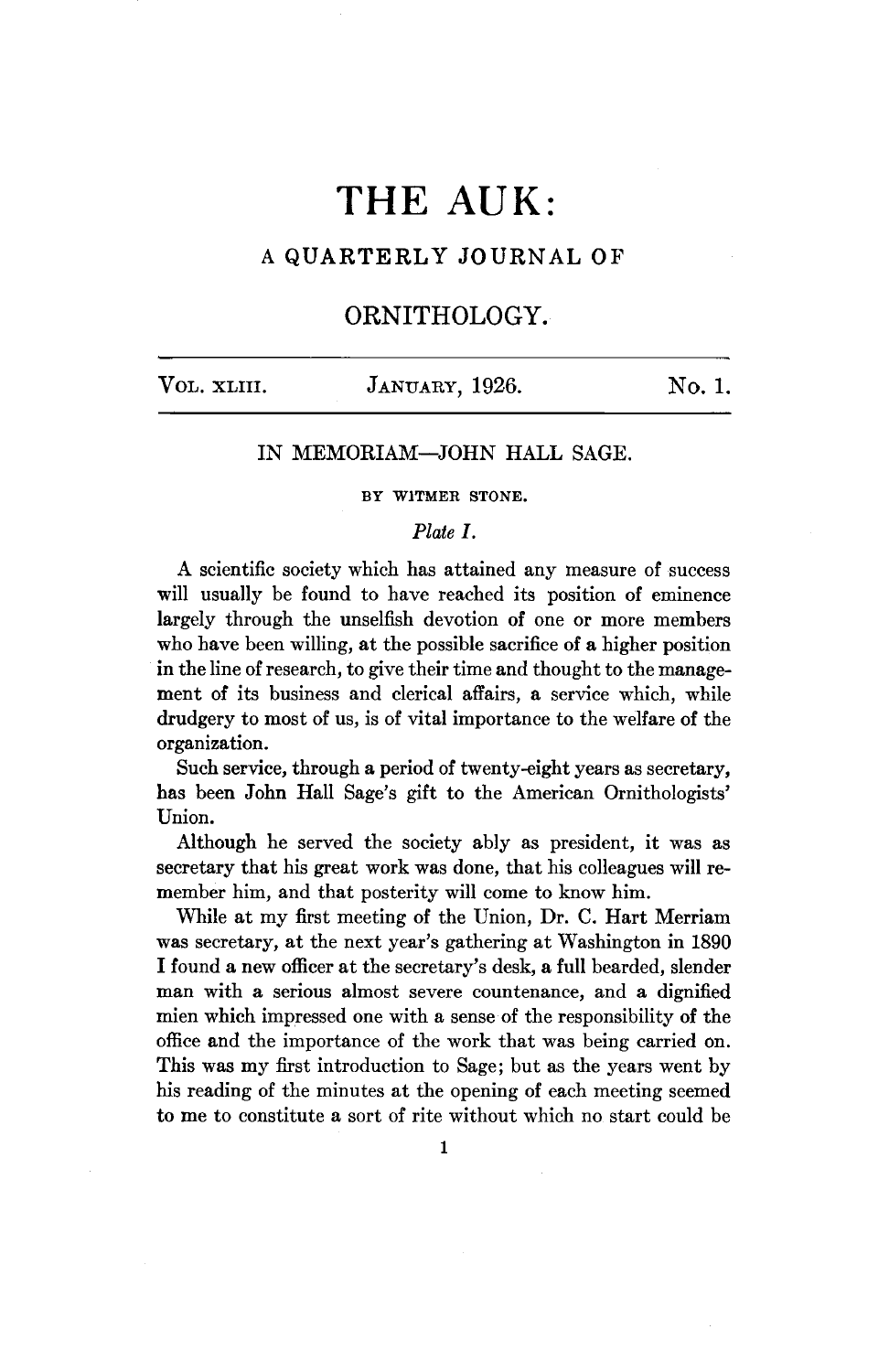# THE AUK:

## A QUARTERLY JOURNAL OF

## ORNITHOLOGY.

VOL. XLIII. JANUARY, 1926. No. 1.

### IN MEMORIAM—JOHN HALL SAGE.

BY WITMER STONE.

*Plate I.*

A scientific society which has attained any measure of success will usually be found to have reached its position of eminence largely through the unselfish devotion of one or more members who have been willing, at the possible sacrifice of a higher position in the line of research, to give their time and thought to the management of its business and clerical affairs, a service which, while drudgery to most of us, is of vital importance to the welfare of the organization.

Such service, through a period of twenty-eight years as secretary, has been John Hall Sage's gift to the American Ornithologists' Union.

Although he served the society ably as president, it was as secretary that his great work was done, that his colleagues will remember him, and that posterity will come to know him.

While at my first meeting of the Union, Dr. C. Hart Merriam was secretary, at the next year's gathering at Washington in 1890 I found a new officer at the secretary's desk, a full bearded, slender man with a serious almost severe countenance, and a dignified mien which impressed one with a sense of the responsibility of the office and the importance of the work that was being carried on. This was my first introduction to Sage; but as the years went by his reading of the minutes at the opening of each meeting seemed to me to constitute a sort of rite without which no start could be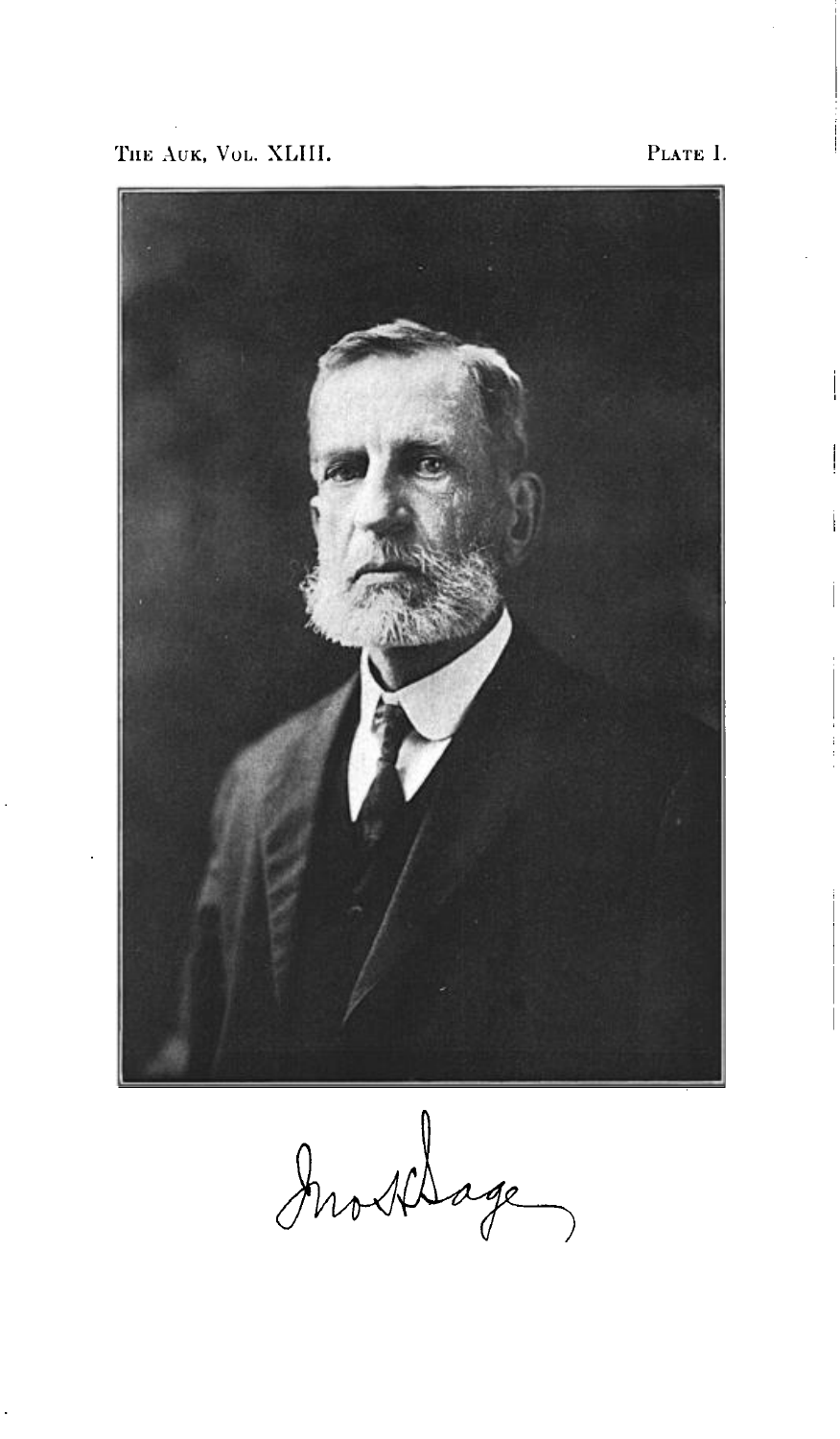Jno. H. Sage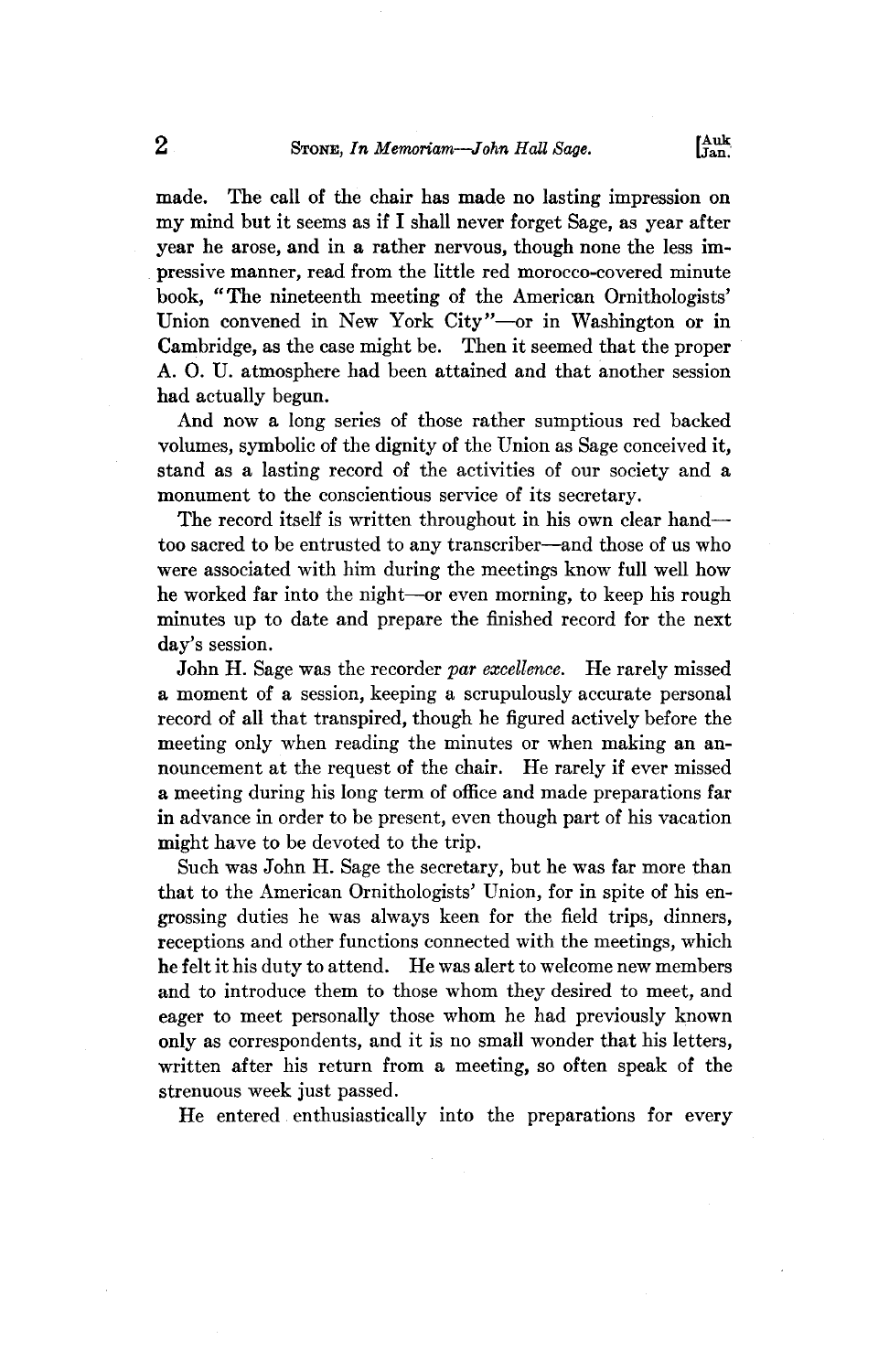made. The call of the chair has made no lasting impression on my mind but it seems as if I shall never forget Sage, as year after year he arose, and in a rather nervous, though none the less impressive manner, read from the little red morocco-covered minute book, "The nineteenth meeting of the American Ornithologists' Union convened in New York City"—or in Washington or in Cambridge, as the case might be. Then it seemed that the proper A. O. U. atmosphere had been attained and that another session had actually begun.

And now a long series of those rather sumptious red backed volumes, symbolic of the dignity of the Union as Sage conceived it, stand as a lasting record of the activities of our society and a monument to the conscientious service of its secretary.

The record itself is written throughout in his own clear hand—too sacred to be entrusted to any transcriber—and those of us who were associated with him during the meetings know full well how he worked far into the night—or even morning, to keep his rough minutes up to date and prepare the finished record for the next day's session.

John H. Sage was the recorder *par excellence*. He rarely missed a moment of a session, keeping a scrupulously accurate personal record of all that transpired, though he figured actively before the meeting only when reading the minutes or when making an announcement at the request of the chair. He rarely if ever missed a meeting during his long term of office and made preparations far in advance in order to be present, even though part of his vacation might have to be devoted to the trip.

Such was John H. Sage the secretary, but he was far more than that to the American Ornithologists' Union, for in spite of his engrossing duties he was always keen for the field trips, dinners, receptions and other functions connected with the meetings, which he felt it his duty to attend. He was alert to welcome new members and to introduce them to those whom they desired to meet, and eager to meet personally those whom he had previously known only as correspondents, and it is no small wonder that his letters, written after his return from a meeting, so often speak of the strenuous week just passed.

He entered enthusiastically into the preparations for every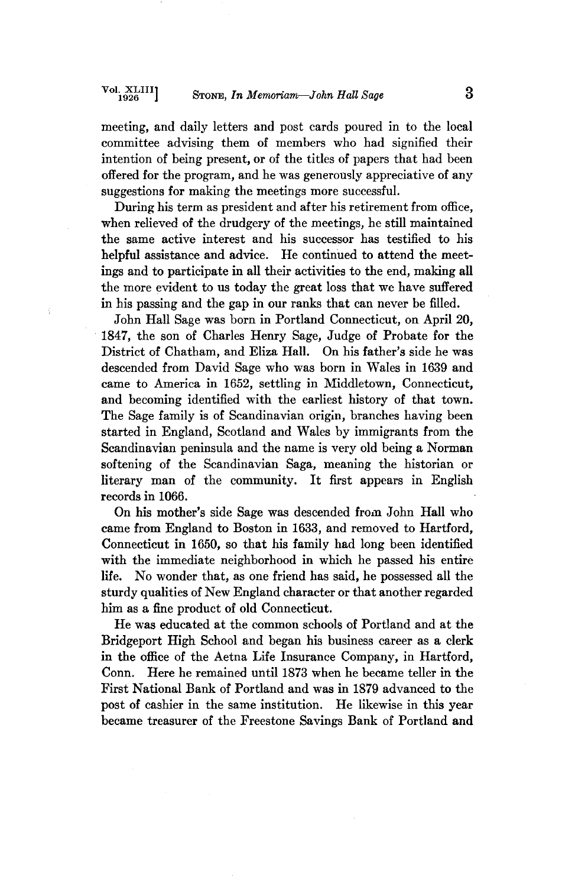meeting, and daily letters and post cards poured in to the local committee advising them of members who had signified their intention of being present, or of the titles of papers that had been offered for the program, and he was generously appreciative of any suggestions for making the meetings more successful.

During his term as president and after his retirement from office, when relieved of the drudgery of the meetings, he still maintained the same active interest and his successor has testified to his helpful assistance and advice. He continued to attend the meetings and to participate in all their activities to the end, making all the more evident to us today the great loss that we have suffered in his passing and the gap in our ranks that can never be filled.

John Hall Sage was born in Portland Connecticut, on April 20, 1847, the son of Charles Henry Sage, Judge of Probate for the District of Chatham, and Eliza Hall. On his father's side he was descended from David Sage who was born in Wales in 1639 and came to America in 1652, settling in Middletown, Connecticut, and becoming identified with the earliest history of that town. The Sage family is of Scandinavian origin, branches having been started in England, Scotland and Wales by immigrants from the Scandinavian peninsula and the name is very old being a Norman softening of the Scandinavian Saga, meaning the historian or literary man of the community. It first appears in English records in 1066.

On his mother's side Sage was descended from John Hall who came from England to Boston in 1633, and removed to Hartford, Connecticut in 1650, so that his family had long been identified with the immediate neighborhood in which he passed his entire life. No wonder that, as one friend has said, he possessed all the sturdy qualities of New England character or that another regarded him as a fine product of old Connecticut.

He was educated at the common schools of Portland and at the Bridgeport High School and began his business career as a clerk in the office of the Aetna Life Insurance Company, in Hartford, Conn. Here he remained until 1873 when he became teller in the First National Bank of Portland and was in 1879 advanced to the post of cashier in the same institution. He likewise in this year became treasurer of the Freestone Savings Bank of Portland and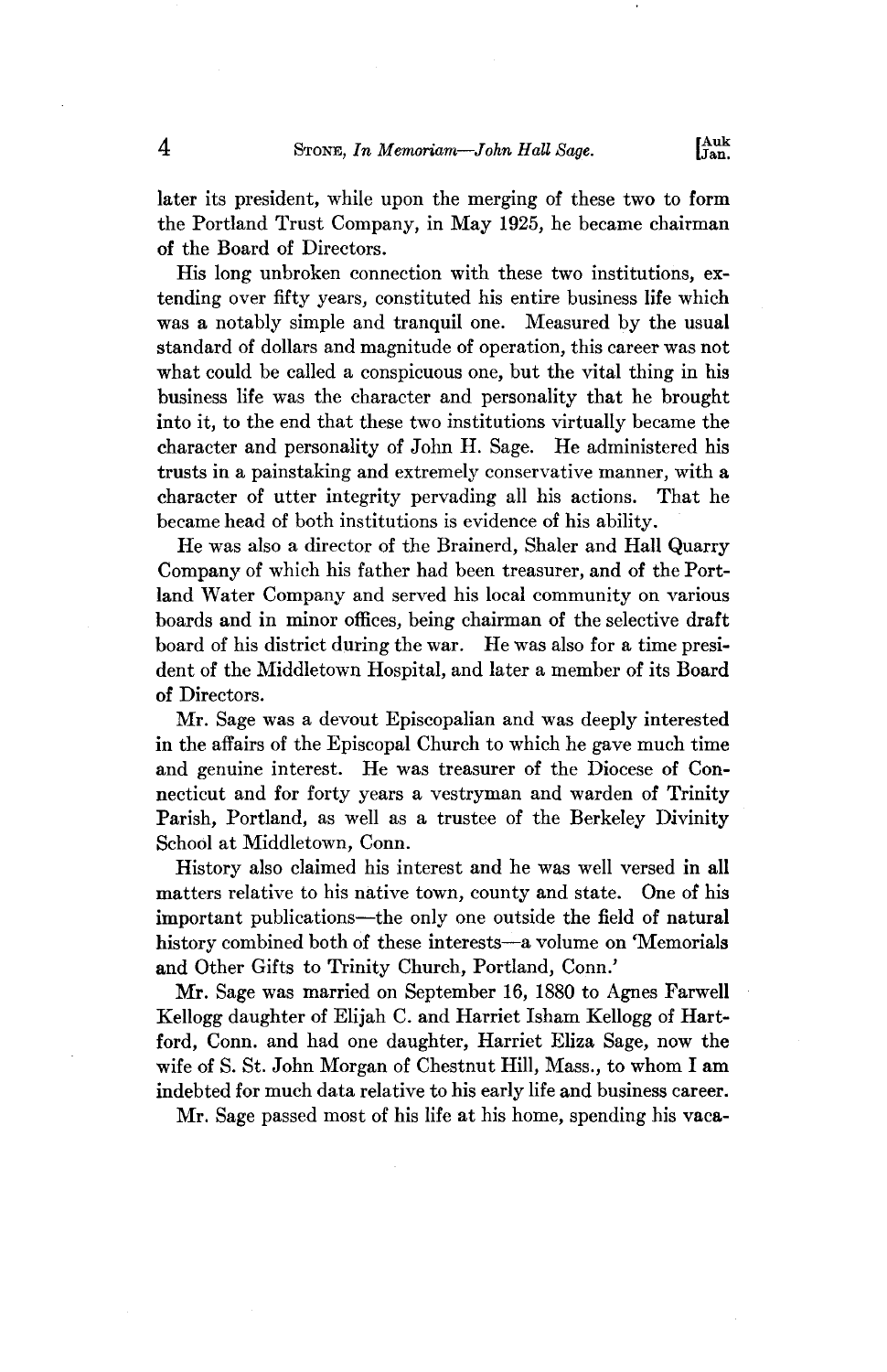later its president, while upon the merging of these two to form the Portland Trust Company, in May 1925, he became chairman of the Board of Directors.

His long unbroken connection with these two institutions, extending over fifty years, constituted his entire business life which was a notably simple and tranquil one. Measured by the usual standard of dollars and magnitude of operation, this career was not what could be called a conspicuous one, but the vital thing in his business life was the character and personality that he brought into it, to the end that these two institutions virtually became the character and personality of John H. Sage. He administered his trusts in a painstaking and extremely conservative manner, with a character of utter integrity pervading all his actions. That he became head of both institutions is evidence of his ability.

He was also a director of the Brainerd, Shaler and Hall Quarry Company of which his father had been treasurer, and of the Portland Water Company and served his local community on various boards and in minor offices, being chairman of the selective draft board of his district during the war. He was also for a time president of the Middletown Hospital, and later a member of its Board of Directors.

Mr. Sage was a devout Episcopalian and was deeply interested in the affairs of the Episcopal Church to which he gave much time and genuine interest. He was treasurer of the Diocese of Connecticut and for forty years a vestryman and warden of Trinity Parish, Portland, as well as a trustee of the Berkeley Divinity School at Middletown, Conn.

History also claimed his interest and he was well versed in all matters relative to his native town, county and state. One of his important publications—the only one outside the field of natural history combined both of these interests—a volume on 'Memorials and Other Gifts to Trinity Church, Portland, Conn.'

Mr. Sage was married on September 16, 1880 to Agnes Farwell Kellogg daughter of Elijah C. and Harriet Isham Kellogg of Hartford, Conn. and had one daughter, Harriet Eliza Sage, now the wife of S. St. John Morgan of Chestnut Hill, Mass., to whom I am indebted for much data relative to his early life and business career.

Mr. Sage passed most of his life at his home, spending his vaca-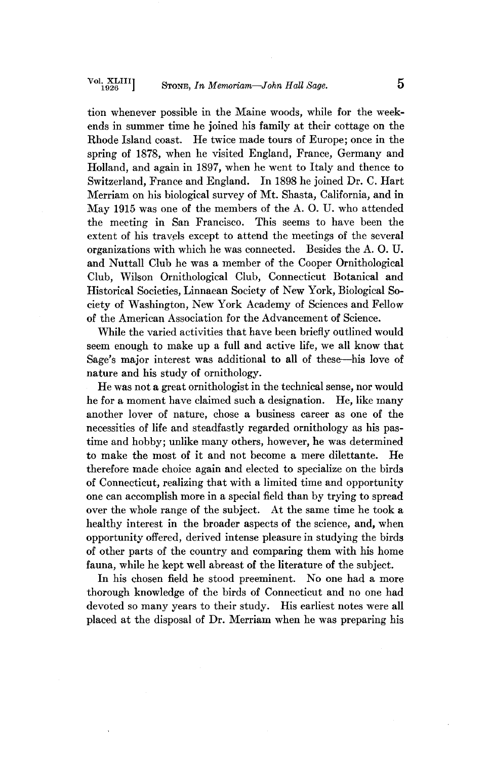tion whenever possible in the Maine woods, while for the week-ends in summer time he joined his family at their cottage on the Rhode Island coast. He twice made tours of Europe; once in the spring of 1878, when he visited England, France, Germany and Holland, and again in 1897, when he went to Italy and thence to Switzerland, France and England. In 1898 he joined Dr. C. Hart Merriam on his biological survey of Mt. Shasta, California, and in May 1915 was one of the members of the A. O. U. who attended the meeting in San Francisco. This seems to have been the extent of his travels except to attend the meetings of the several organizations with which he was connected. Besides the A. O. U. and Nuttall Club he was a member of the Cooper Ornithological Club, Wilson Ornithological Club, Connecticut Botanical and Historical Societies, Linnaean Society of New York, Biological Society of Washington, New York Academy of Sciences and Fellow of the American Association for the Advancement of Science.

While the varied activities that have been briefly outlined would seem enough to make up a full and active life, we all know that Sage's major interest was additional to all of these—his love of nature and his study of ornithology.

He was not a great ornithologist in the technical sense, nor would he for a moment have claimed such a designation. He, like many another lover of nature, chose a business career as one of the necessities of life and steadfastly regarded ornithology as his pastime and hobby; unlike many others, however, he was determined to make the most of it and not become a mere dilettante. He therefore made choice again and elected to specialize on the birds of Connecticut, realizing that with a limited time and opportunity one can accomplish more in a special field than by trying to spread over the whole range of the subject. At the same time he took a healthy interest in the broader aspects of the science, and, when opportunity offered, derived intense pleasure in studying the birds of other parts of the country and comparing them with his home fauna, while he kept well abreast of the literature of the subject.

In his chosen field he stood preeminent. No one had a more thorough knowledge of the birds of Connecticut and no one had devoted so many years to their study. His earliest notes were all placed at the disposal of Dr. Merriam when he was preparing his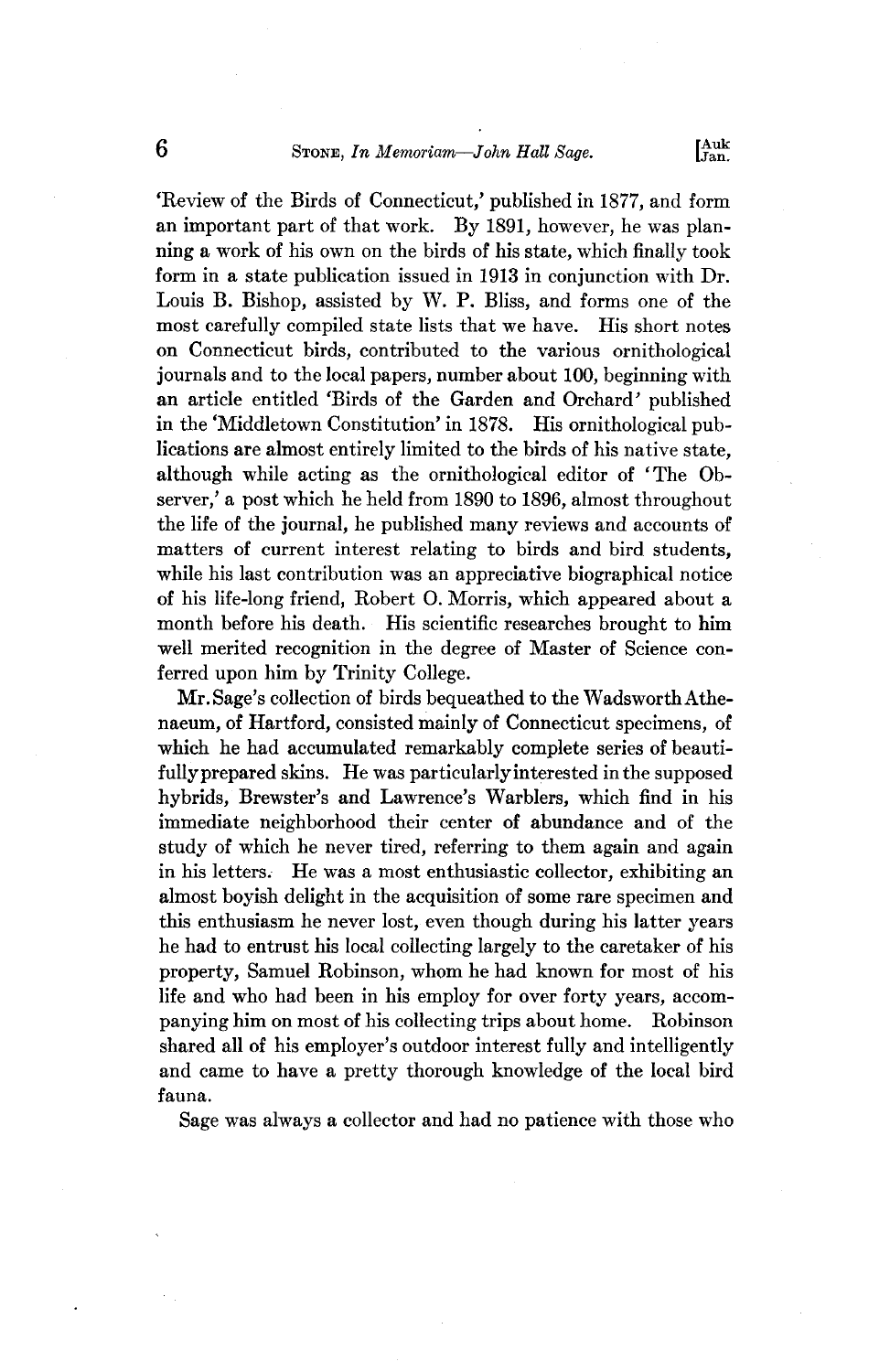'Review of the Birds of Connecticut,' published in 1877, and form an important part of that work. By 1891, however, he was planning a work of his own on the birds of his state, which finally took form in a state publication issued in 1913 in conjunction with Dr. Louis B. Bishop, assisted by W. P. Bliss, and forms one of the most carefully compiled state lists that we have. His short notes on Connecticut birds, contributed to the various ornithological journals and to the local papers, number about 100, beginning with an article entitled 'Birds of the Garden and Orchard' published in the 'Middletown Constitution' in 1878. His ornithological publications are almost entirely limited to the birds of his native state, although while acting as the ornithological editor of 'The Observer,' a post which he held from 1890 to 1896, almost throughout the life of the journal, he published many reviews and accounts of matters of current interest relating to birds and bird students, while his last contribution was an appreciative biographical notice of his life-long friend, Robert O. Morris, which appeared about a month before his death. His scientific researches brought to him well merited recognition in the degree of Master of Science conferred upon him by Trinity College.

Mr. Sage's collection of birds bequeathed to the Wadsworth Athenaeum, of Hartford, consisted mainly of Connecticut specimens, of which he had accumulated remarkably complete series of beautifully prepared skins. He was particularly interested in the supposed hybrids, Brewster's and Lawrence's Warblers, which find in his immediate neighborhood their center of abundance and of the study of which he never tired, referring to them again and again in his letters. He was a most enthusiastic collector, exhibiting an almost boyish delight in the acquisition of some rare specimen and this enthusiasm he never lost, even though during his latter years he had to entrust his local collecting largely to the caretaker of his property, Samuel Robinson, whom he had known for most of his life and who had been in his employ for over forty years, accompanying him on most of his collecting trips about home. Robinson shared all of his employer's outdoor interest fully and intelligently and came to have a pretty thorough knowledge of the local bird fauna.

Sage was always a collector and had no patience with those who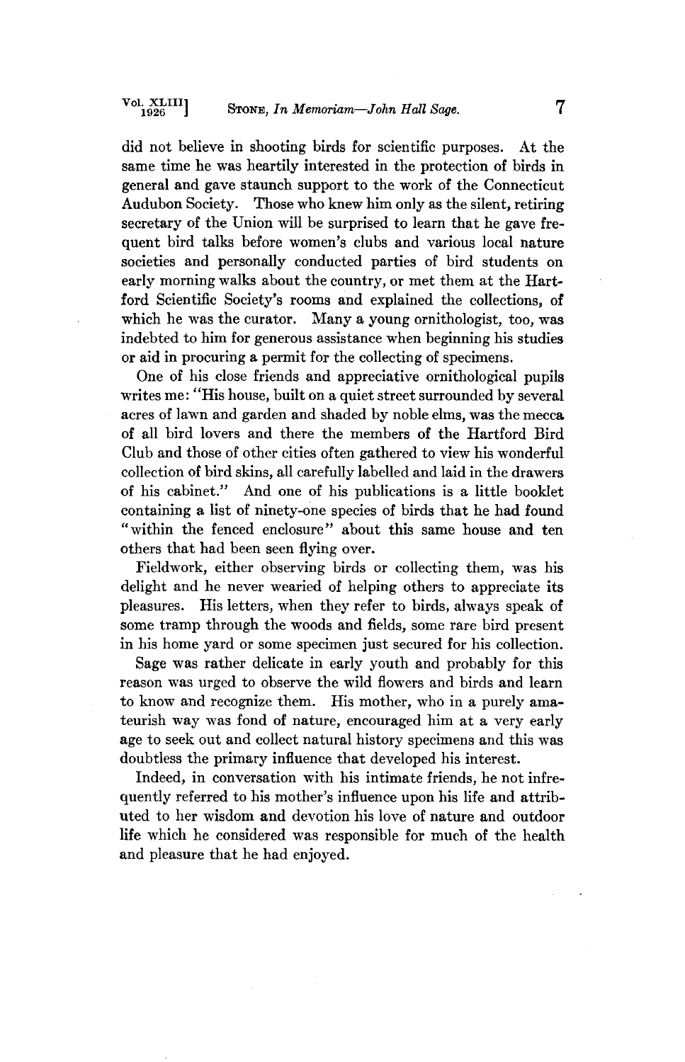did not believe in shooting birds for scientific purposes. At the same time he was heartily interested in the protection of birds in general and gave staunch support to the work of the Connecticut Audubon Society. Those who knew him only as the silent, retiring secretary of the Union will be surprised to learn that he gave frequent bird talks before women's clubs and various local nature societies and personally conducted parties of bird students on early morning walks about the country, or met them at the Hartford Scientific Society's rooms and explained the collections, of which he was the curator. Many a young ornithologist, too, was indebted to him for generous assistance when beginning his studies or aid in procuring a permit for the collecting of specimens.

One of his close friends and appreciative ornithological pupils writes me: "His house, built on a quiet street surrounded by several acres of lawn and garden and shaded by noble elms, was the mecca of all bird lovers and there the members of the Hartford Bird Club and those of other cities often gathered to view his wonderful collection of bird skins, all carefully labelled and laid in the drawers of his cabinet." And one of his publications is a little booklet containing a list of ninety-one species of birds that he had found "within the fenced enclosure" about this same house and ten others that had been seen flying over.

Fieldwork, either observing birds or collecting them, was his delight and he never wearied of helping others to appreciate its pleasures. His letters, when they refer to birds, always speak of some tramp through the woods and fields, some rare bird present in his home yard or some specimen just secured for his collection.

Sage was rather delicate in early youth and probably for this reason was urged to observe the wild flowers and birds and learn to know and recognize them. His mother, who in a purely amateurish way was fond of nature, encouraged him at a very early age to seek out and collect natural history specimens and this was doubtless the primary influence that developed his interest.

Indeed, in conversation with his intimate friends, he not infrequently referred to his mother's influence upon his life and attributed to her wisdom and devotion his love of nature and outdoor life which he considered was responsible for much of the health and pleasure that he had enjoyed.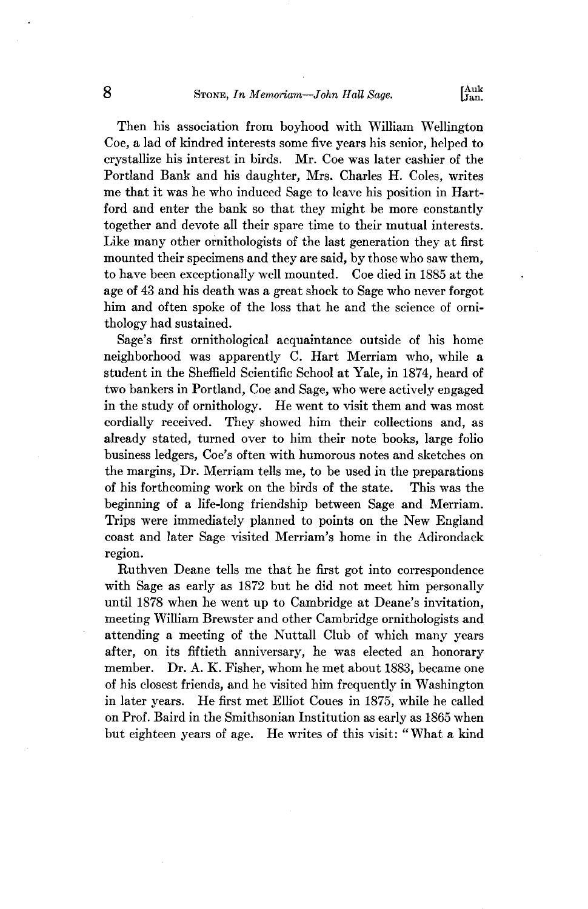Then his association from boyhood with William Wellington Coe, a lad of kindred interests some five years his senior, helped to crystallize his interest in birds. Mr. Coe was later cashier of the Portland Bank and his daughter, Mrs. Charles H. Coles, writes me that it was he who induced Sage to leave his position in Hartford and enter the bank so that they might be more constantly together and devote all their spare time to their mutual interests. Like many other ornithologists of the last generation they at first mounted their specimens and they are said, by those who saw them, to have been exceptionally well mounted. Coe died in 1885 at the age of 43 and his death was a great shock to Sage who never forgot him and often spoke of the loss that he and the science of ornithology had sustained.

Sage's first ornithological acquaintance outside of his home neighborhood was apparently C. Hart Merriam who, while a student in the Sheffield Scientific School at Yale, in 1874, heard of two bankers in Portland, Coe and Sage, who were actively engaged in the study of ornithology. He went to visit them and was most cordially received. They showed him their collections and, as already stated, turned over to him their note books, large folio business ledgers, Coe's often with humorous notes and sketches on the margins, Dr. Merriam tells me, to be used in the preparations of his forthcoming work on the birds of the state. This was the beginning of a life-long friendship between Sage and Merriam. Trips were immediately planned to points on the New England coast and later Sage visited Merriam's home in the Adirondack region.

Ruthven Deane tells me that he first got into correspondence with Sage as early as 1872 but he did not meet him personally until 1878 when he went up to Cambridge at Deane's invitation, meeting William Brewster and other Cambridge ornithologists and attending a meeting of the Nuttall Club of which many years after, on its fiftieth anniversary, he was elected an honorary member. Dr. A. K. Fisher, whom he met about 1883, became one of his closest friends, and he visited him frequently in Washington in later years. He first met Elliot Coues in 1875, while he called on Prof. Baird in the Smithsonian Institution as early as 1865 when but eighteen years of age. He writes of this visit: "What a kind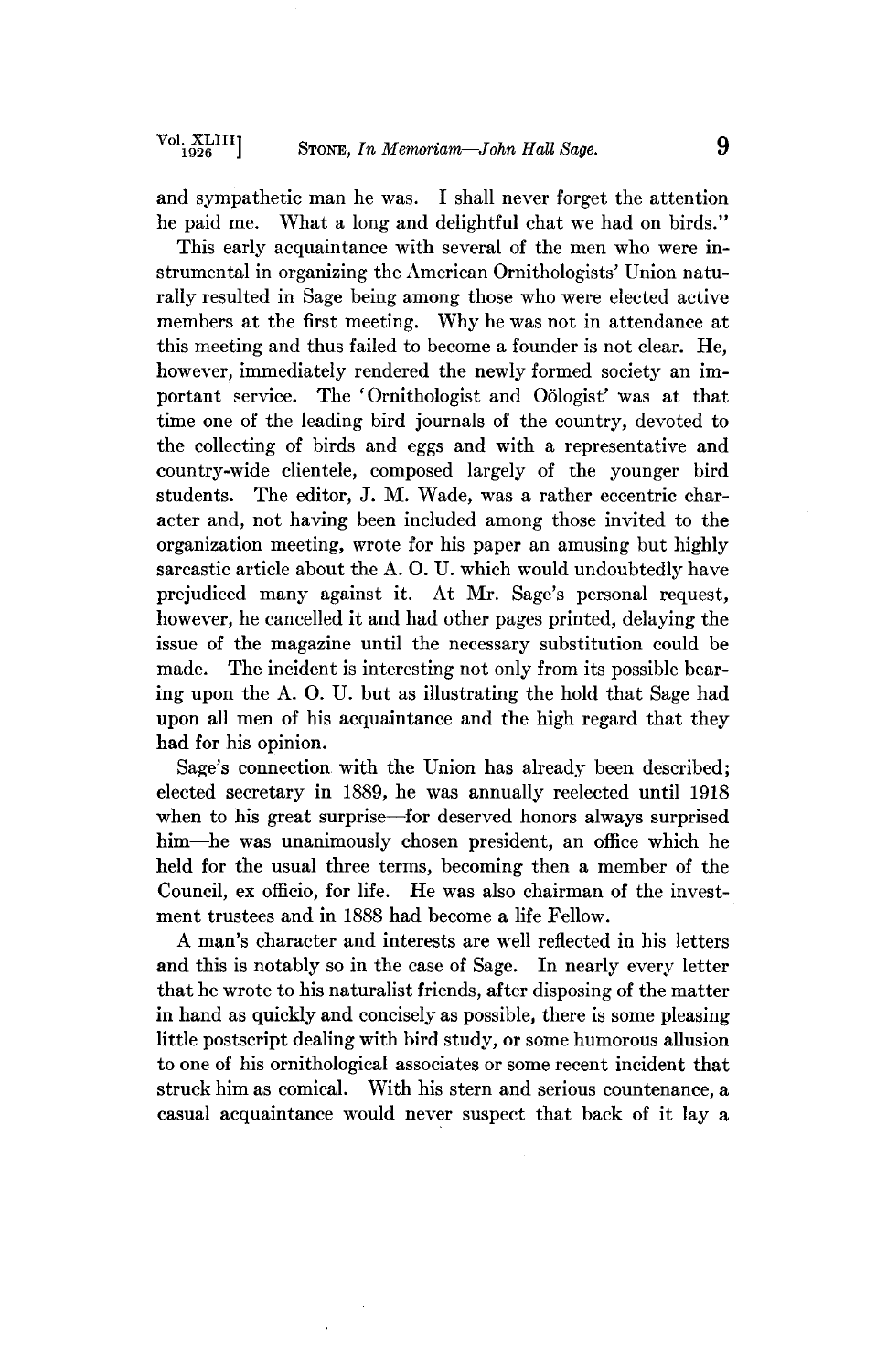and sympathetic man he was. I shall never forget the attention he paid me. What a long and delightful chat we had on birds."

This early acquaintance with several of the men who were instrumental in organizing the American Ornithologists' Union naturally resulted in Sage being among those who were elected active members at the first meeting. Why he was not in attendance at this meeting and thus failed to become a founder is not clear. He, however, immediately rendered the newly formed society an important service. The 'Ornithologist and Oölogist' was at that time one of the leading bird journals of the country, devoted to the collecting of birds and eggs and with a representative and country-wide clientele, composed largely of the younger bird students. The editor, J. M. Wade, was a rather eccentric character and, not having been included among those invited to the organization meeting, wrote for his paper an amusing but highly sarcastic article about the A. O. U. which would undoubtedly have prejudiced many against it. At Mr. Sage's personal request, however, he cancelled it and had other pages printed, delaying the issue of the magazine until the necessary substitution could be made. The incident is interesting not only from its possible bearing upon the A. O. U. but as illustrating the hold that Sage had upon all men of his acquaintance and the high regard that they had for his opinion.

Sage's connection with the Union has already been described; elected secretary in 1889, he was annually reelected until 1918 when to his great surprise—for deserved honors always surprised him—he was unanimously chosen president, an office which he held for the usual three terms, becoming then a member of the Council, ex officio, for life. He was also chairman of the investment trustees and in 1888 had become a life Fellow.

A man's character and interests are well reflected in his letters and this is notably so in the case of Sage. In nearly every letter that he wrote to his naturalist friends, after disposing of the matter in hand as quickly and concisely as possible, there is some pleasing little postscript dealing with bird study, or some humorous allusion to one of his ornithological associates or some recent incident that struck him as comical. With his stern and serious countenance, a casual acquaintance would never suspect that back of it lay a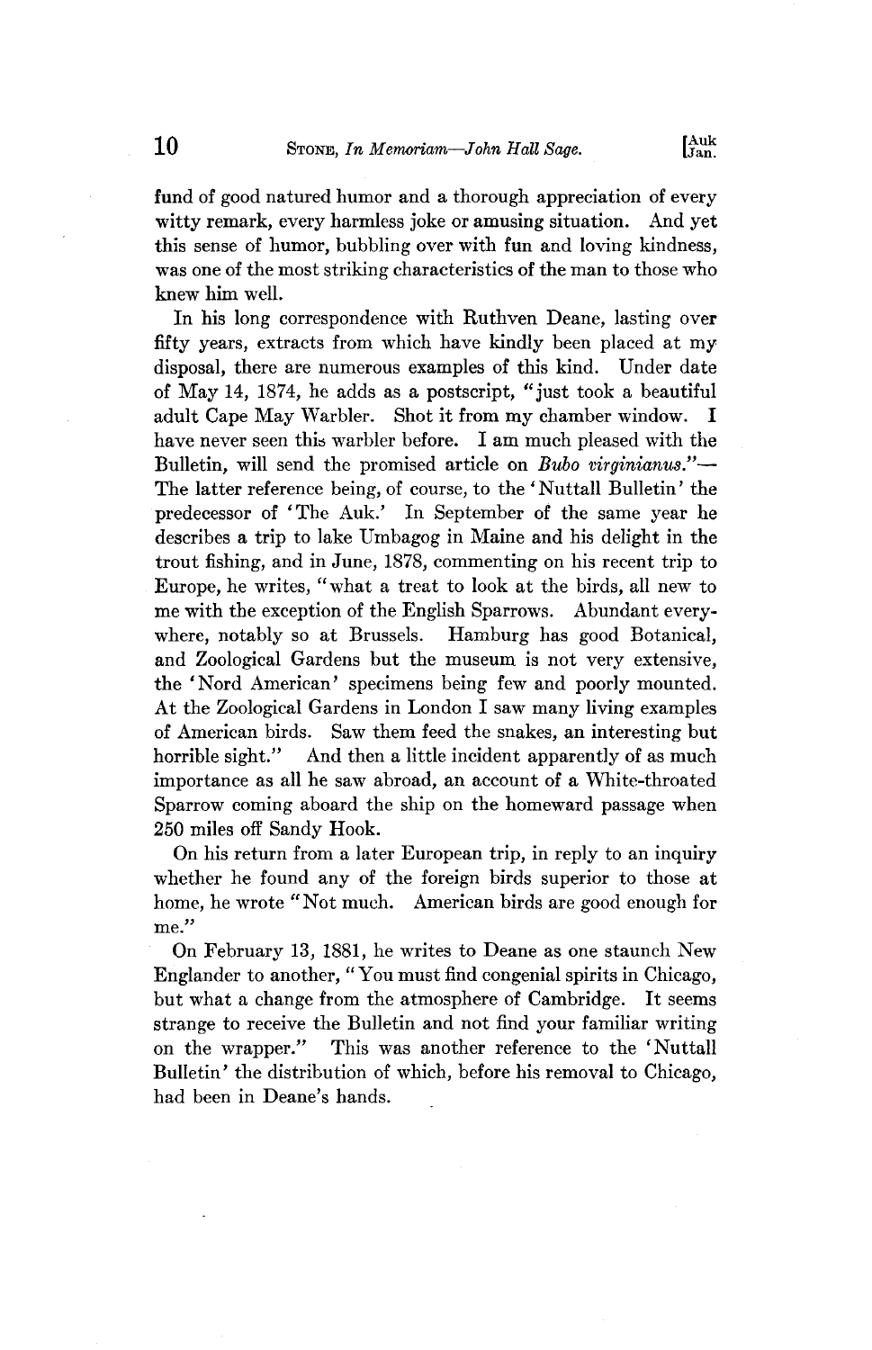fund of good natured humor and a thorough appreciation of every witty remark, every harmless joke or amusing situation. And yet this sense of humor, bubbling over with fun and loving kindness, was one of the most striking characteristics of the man to those who knew him well.

In his long correspondence with Ruthven Deane, lasting over fifty years, extracts from which have kindly been placed at my disposal, there are numerous examples of this kind. Under date of May 14, 1874, he adds as a postscript, "just took a beautiful adult Cape May Warbler. Shot it from my chamber window. I have never seen this warbler before. I am much pleased with the Bulletin, will send the promised article on *Bubo virginianus*."— The latter reference being, of course, to the 'Nuttall Bulletin' the predecessor of 'The Auk.' In September of the same year he describes a trip to lake Umbagog in Maine and his delight in the trout fishing, and in June, 1878, commenting on his recent trip to Europe, he writes, "what a treat to look at the birds, all new to me with the exception of the English Sparrows. Abundant everywhere, notably so at Brussels. Hamburg has good Botanical, and Zoological Gardens but the museum is not very extensive, the 'Nord American' specimens being few and poorly mounted. At the Zoological Gardens in London I saw many living examples of American birds. Saw them feed the snakes, an interesting but horrible sight." And then a little incident apparently of as much importance as all he saw abroad, an account of a White-throated Sparrow coming aboard the ship on the homeward passage when 250 miles off Sandy Hook.

On his return from a later European trip, in reply to an inquiry whether he found any of the foreign birds superior to those at home, he wrote "Not much. American birds are good enough for me."

On February 13, 1881, he writes to Deane as one staunch New Englander to another, "You must find congenial spirits in Chicago, but what a change from the atmosphere of Cambridge. It seems strange to receive the Bulletin and not find your familiar writing on the wrapper." This was another reference to the 'Nuttall Bulletin' the distribution of which, before his removal to Chicago, had been in Deane's hands.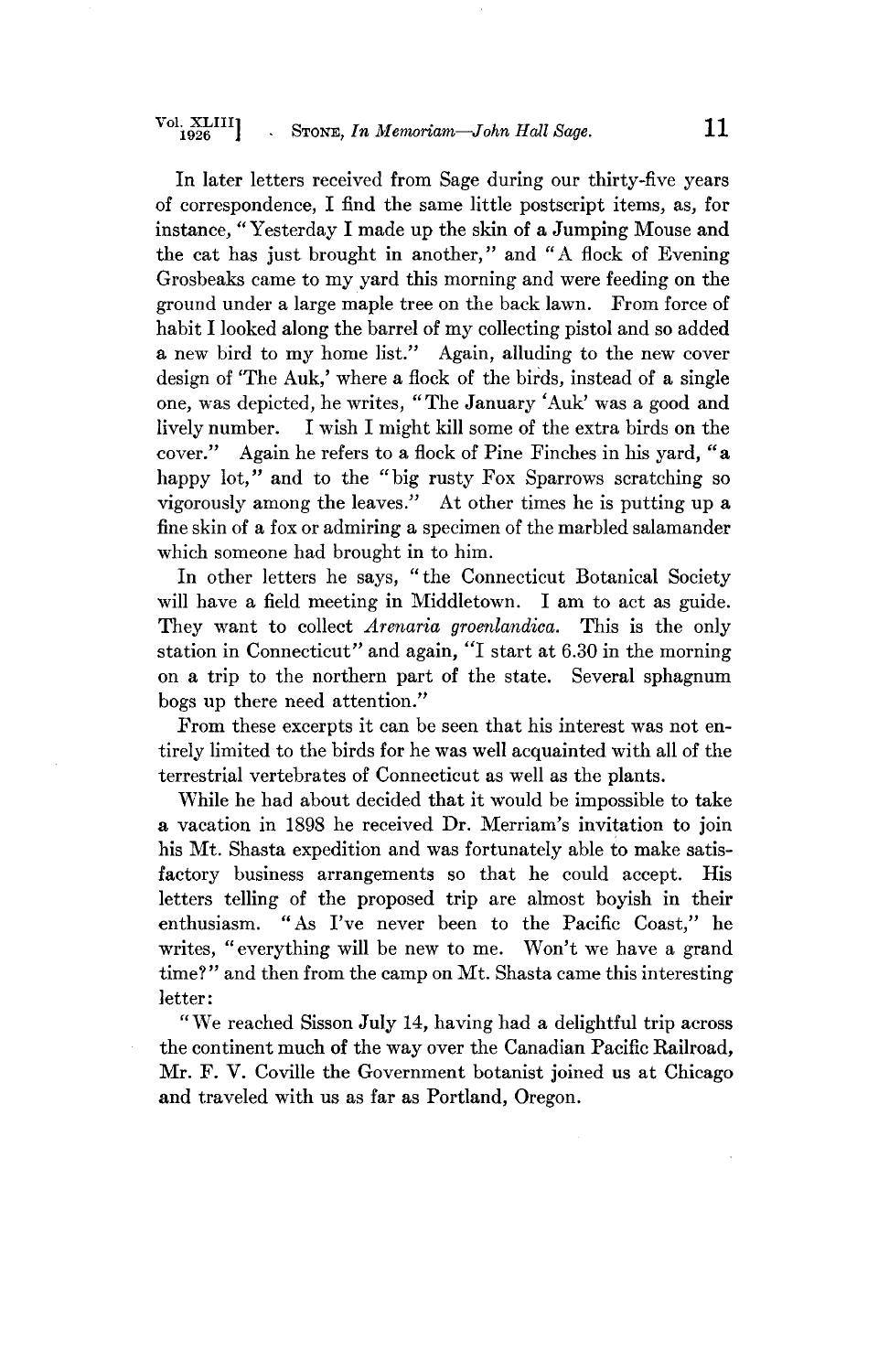In later letters received from Sage during our thirty-five years of correspondence, I find the same little postscript items, as, for instance, "Yesterday I made up the skin of a Jumping Mouse and the cat has just brought in another," and "A flock of Evening Grosbeaks came to my yard this morning and were feeding on the ground under a large maple tree on the back lawn. From force of habit I looked along the barrel of my collecting pistol and so added a new bird to my home list." Again, alluding to the new cover design of 'The Auk,' where a flock of the birds, instead of a single one, was depicted, he writes, "The January 'Auk' was a good and lively number. I wish I might kill some of the extra birds on the cover." Again he refers to a flock of Pine Finches in his yard, "a happy lot," and to the "big rusty Fox Sparrows scratching so vigorously among the leaves." At other times he is putting up a fine skin of a fox or admiring a specimen of the marbled salamander which someone had brought in to him.

In other letters he says, "the Connecticut Botanical Society will have a field meeting in Middletown. I am to act as guide. They want to collect *Arenaria groenlandica*. This is the only station in Connecticut" and again, "I start at 6.30 in the morning on a trip to the northern part of the state. Several sphagnum bogs up there need attention."

From these excerpts it can be seen that his interest was not entirely limited to the birds for he was well acquainted with all of the terrestrial vertebrates of Connecticut as well as the plants.

While he had about decided that it would be impossible to take a vacation in 1898 he received Dr. Merriam's invitation to join his Mt. Shasta expedition and was fortunately able to make satisfactory business arrangements so that he could accept. His letters telling of the proposed trip are almost boyish in their enthusiasm. "As I've never been to the Pacific Coast," he writes, "everything will be new to me. Won't we have a grand time?" and then from the camp on Mt. Shasta came this interesting letter:

"We reached Sisson July 14, having had a delightful trip across the continent much of the way over the Canadian Pacific Railroad, Mr. F. V. Coville the Government botanist joined us at Chicago and traveled with us as far as Portland, Oregon.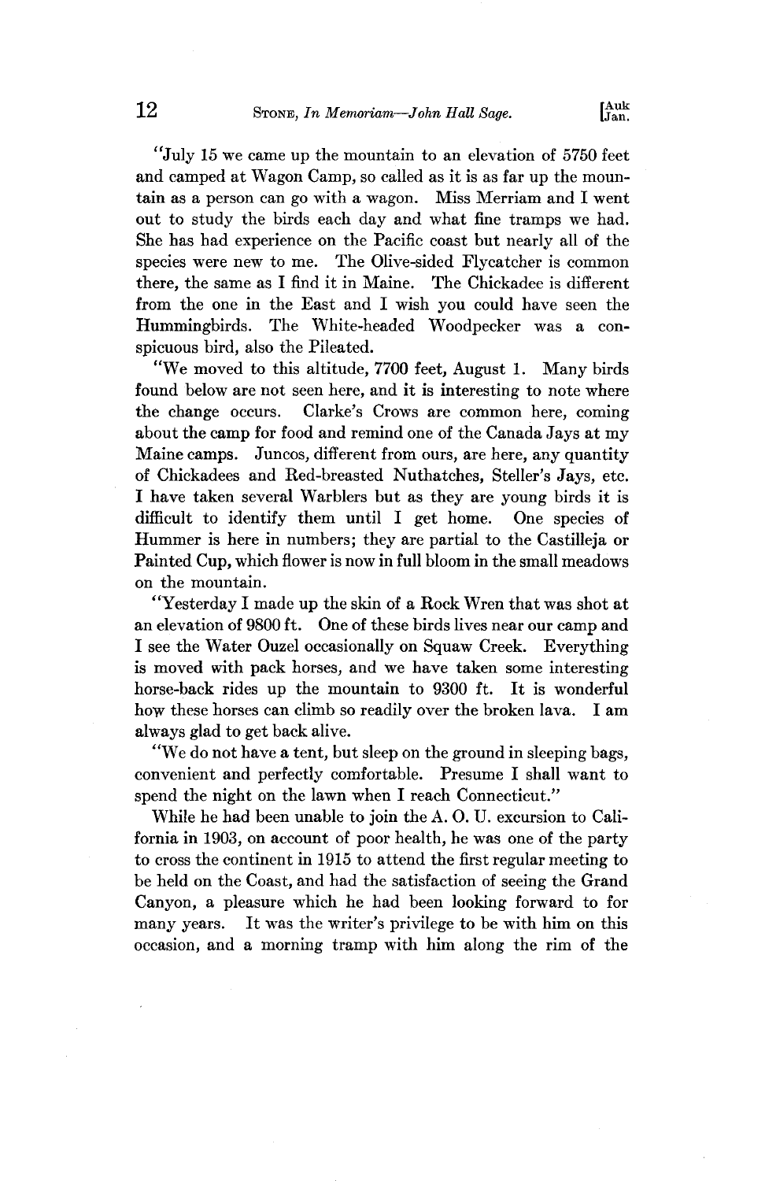"July 15 we came up the mountain to an elevation of 5750 feet and camped at Wagon Camp, so called as it is as far up the mountain as a person can go with a wagon. Miss Merriam and I went out to study the birds each day and what fine tramps we had. She has had experience on the Pacific coast but nearly all of the species were new to me. The Olive-sided Flycatcher is common there, the same as I find it in Maine. The Chickadee is different from the one in the East and I wish you could have seen the Hummingbirds. The White-headed Woodpecker was a conspicuous bird, also the Pileated.

"We moved to this altitude, 7700 feet, August 1. Many birds found below are not seen here, and it is interesting to note where the change occurs. Clarke's Crows are common here, coming about the camp for food and remind one of the Canada Jays at my Maine camps. Juncos, different from ours, are here, any quantity of Chickadees and Red-breasted Nuthatches, Steller's Jays, etc. I have taken several Warblers but as they are young birds it is difficult to identify them until I get home. One species of Hummer is here in numbers; they are partial to the Castilleja or Painted Cup, which flower is now in full bloom in the small meadows on the mountain.

"Yesterday I made up the skin of a Rock Wren that was shot at an elevation of 9800 ft. One of these birds lives near our camp and I see the Water Ouzel occasionally on Squaw Creek. Everything is moved with pack horses, and we have taken some interesting horse-back rides up the mountain to 9300 ft. It is wonderful how these horses can climb so readily over the broken lava. I am always glad to get back alive.

"We do not have a tent, but sleep on the ground in sleeping bags, convenient and perfectly comfortable. Presume I shall want to spend the night on the lawn when I reach Connecticut."

While he had been unable to join the A. O. U. excursion to California in 1903, on account of poor health, he was one of the party to cross the continent in 1915 to attend the first regular meeting to be held on the Coast, and had the satisfaction of seeing the Grand Canyon, a pleasure which he had been looking forward to for many years. It was the writer's privilege to be with him on this occasion, and a morning tramp with him along the rim of the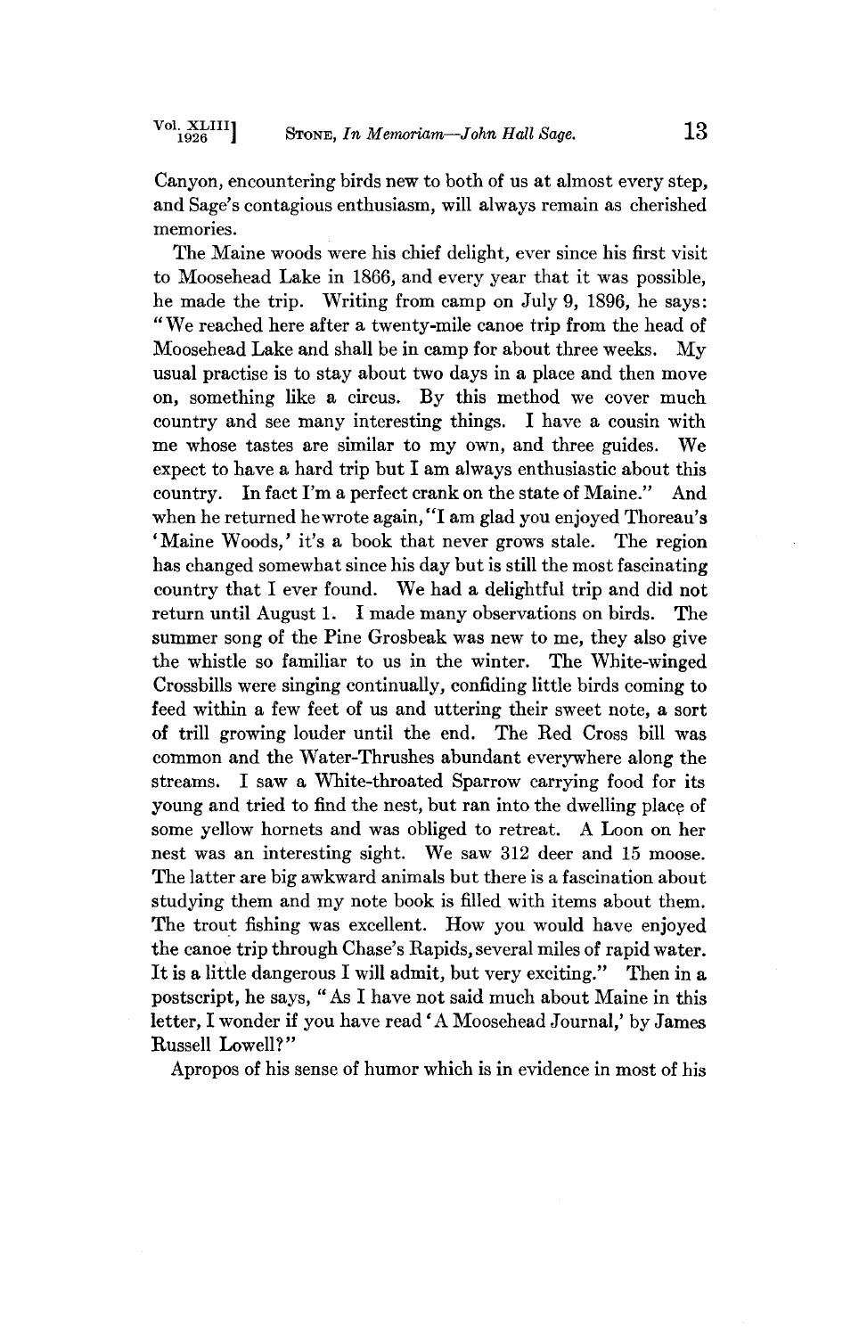Canyon, encountering birds new to both of us at almost every step, and Sage's contagious enthusiasm, will always remain as cherished memories.

The Maine woods were his chief delight, ever since his first visit to Moosehead Lake in 1866, and every year that it was possible, he made the trip. Writing from camp on July 9, 1896, he says: "We reached here after a twenty-mile canoe trip from the head of Moosehead Lake and shall be in camp for about three weeks. My usual practise is to stay about two days in a place and then move on, something like a circus. By this method we cover much country and see many interesting things. I have a cousin with me whose tastes are similar to my own, and three guides. We expect to have a hard trip but I am always enthusiastic about this country. In fact I'm a perfect crank on the state of Maine." And when he returned he wrote again, "I am glad you enjoyed Thoreau's 'Maine Woods,' it's a book that never grows stale. The region has changed somewhat since his day but is still the most fascinating country that I ever found. We had a delightful trip and did not return until August 1. I made many observations on birds. The summer song of the Pine Grosbeak was new to me, they also give the whistle so familiar to us in the winter. The White-winged Crossbills were singing continually, confiding little birds coming to feed within a few feet of us and uttering their sweet note, a sort of trill growing louder until the end. The Red Cross bill was common and the Water-Thrushes abundant everywhere along the streams. I saw a White-throated Sparrow carrying food for its young and tried to find the nest, but ran into the dwelling place of some yellow hornets and was obliged to retreat. A Loon on her nest was an interesting sight. We saw 312 deer and 15 moose. The latter are big awkward animals but there is a fascination about studying them and my note book is filled with items about them. The trout fishing was excellent. How you would have enjoyed the canoe trip through Chase's Rapids, several miles of rapid water. It is a little dangerous I will admit, but very exciting." Then in a postscript, he says, "As I have not said much about Maine in this letter, I wonder if you have read 'A Moosehead Journal,' by James Russell Lowell?"

Apropos of his sense of humor which is in evidence in most of his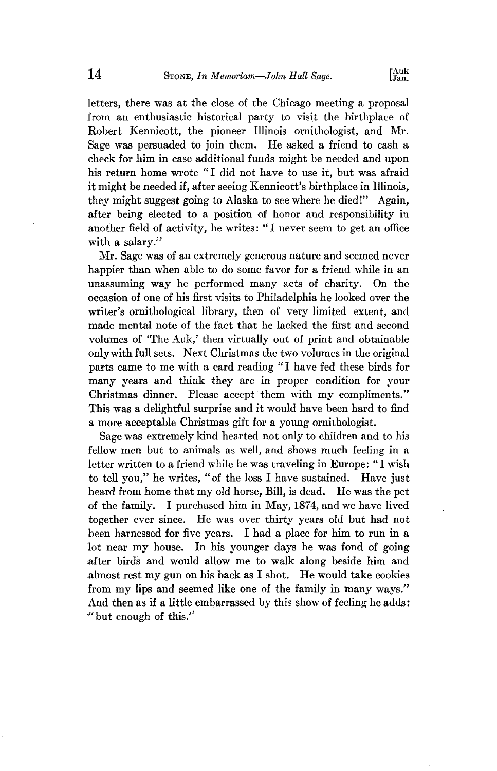letters, there was at the close of the Chicago meeting a proposal from an enthusiastic historical party to visit the birthplace of Robert Kennicott, the pioneer Illinois ornithologist, and Mr. Sage was persuaded to join them. He asked a friend to cash a check for him in case additional funds might be needed and upon his return home wrote "I did not have to use it, but was afraid it might be needed if, after seeing Kennicott's birthplace in Illinois, they might suggest going to Alaska to see where he died!" Again, after being elected to a position of honor and responsibility in another field of activity, he writes: "I never seem to get an office with a salary."

Mr. Sage was of an extremely generous nature and seemed never happier than when able to do some favor for a friend while in an unassuming way he performed many acts of charity. On the occasion of one of his first visits to Philadelphia he looked over the writer's ornithological library, then of very limited extent, and made mental note of the fact that he lacked the first and second volumes of 'The Auk,' then virtually out of print and obtainable only with full sets. Next Christmas the two volumes in the original parts came to me with a card reading "I have fed these birds for many years and think they are in proper condition for your Christmas dinner. Please accept them with my compliments." This was a delightful surprise and it would have been hard to find a more acceptable Christmas gift for a young ornithologist.

Sage was extremely kind hearted not only to children and to his fellow men but to animals as well, and shows much feeling in a letter written to a friend while he was traveling in Europe: "I wish to tell you," he writes, "of the loss I have sustained. Have just heard from home that my old horse, Bill, is dead. He was the pet of the family. I purchased him in May, 1874, and we have lived together ever since. He was over thirty years old but had not been harnessed for five years. I had a place for him to run in a lot near my house. In his younger days he was fond of going after birds and would allow me to walk along beside him and almost rest my gun on his back as I shot. He would take cookies from my lips and seemed like one of the family in many ways." And then as if a little embarrassed by this show of feeling he adds: "but enough of this."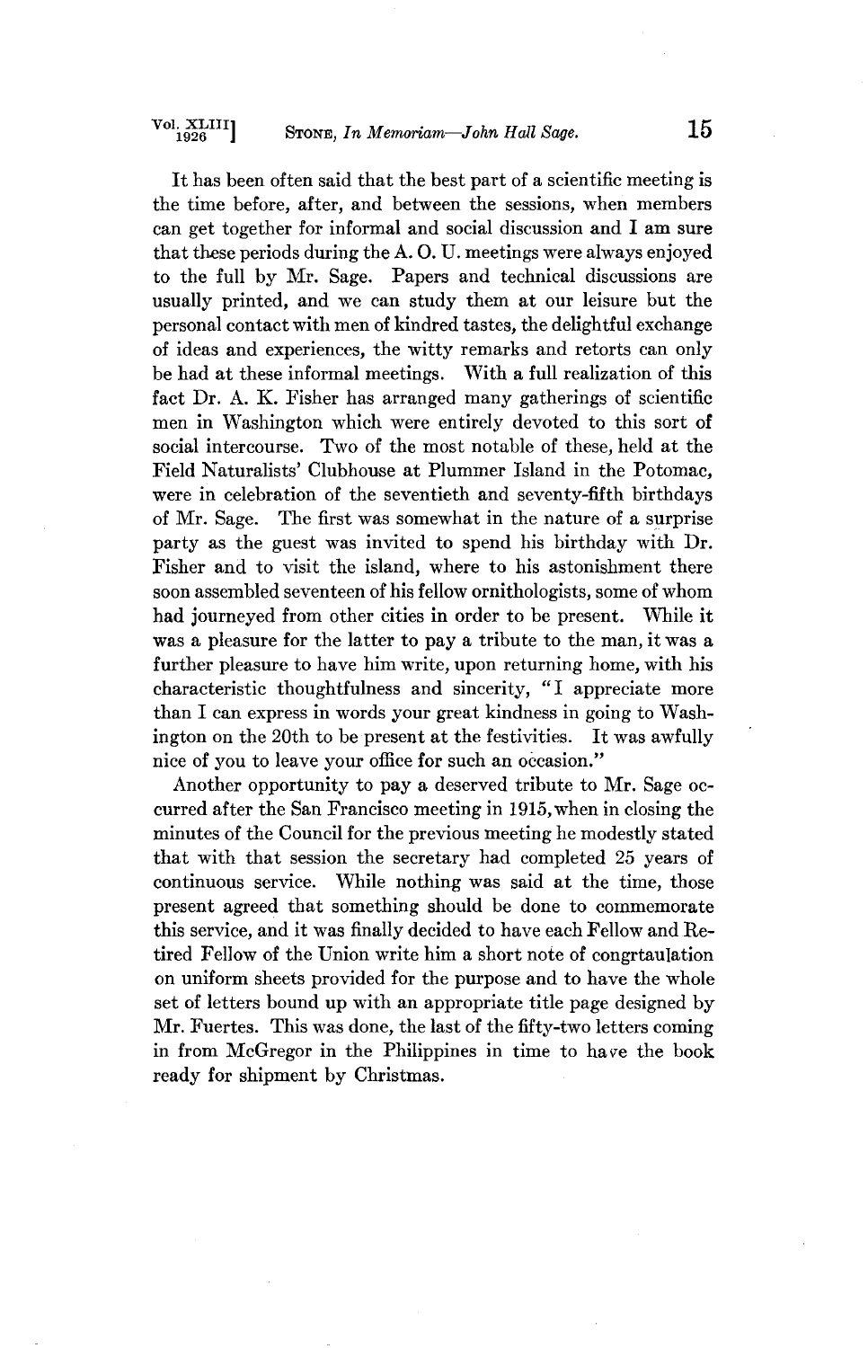It has been often said that the best part of a scientific meeting is the time before, after, and between the sessions, when members can get together for informal and social discussion and I am sure that these periods during the A. O. U. meetings were always enjoyed to the full by Mr. Sage. Papers and technical discussions are usually printed, and we can study them at our leisure but the personal contact with men of kindred tastes, the delightful exchange of ideas and experiences, the witty remarks and retorts can only be had at these informal meetings. With a full realization of this fact Dr. A. K. Fisher has arranged many gatherings of scientific men in Washington which were entirely devoted to this sort of social intercourse. Two of the most notable of these, held at the Field Naturalists' Clubhouse at Plummer Island in the Potomac, were in celebration of the seventieth and seventy-fifth birthdays of Mr. Sage. The first was somewhat in the nature of a surprise party as the guest was invited to spend his birthday with Dr. Fisher and to visit the island, where to his astonishment there soon assembled seventeen of his fellow ornithologists, some of whom had journeyed from other cities in order to be present. While it was a pleasure for the latter to pay a tribute to the man, it was a further pleasure to have him write, upon returning home, with his characteristic thoughtfulness and sincerity, "I appreciate more than I can express in words your great kindness in going to Washington on the 20th to be present at the festivities. It was awfully nice of you to leave your office for such an occasion."

Another opportunity to pay a deserved tribute to Mr. Sage occurred after the San Francisco meeting in 1915, when in closing the minutes of the Council for the previous meeting he modestly stated that with that session the secretary had completed 25 years of continuous service. While nothing was said at the time, those present agreed that something should be done to commemorate this service, and it was finally decided to have each Fellow and Retired Fellow of the Union write him a short note of congrtaulation on uniform sheets provided for the purpose and to have the whole set of letters bound up with an appropriate title page designed by Mr. Fuertes. This was done, the last of the fifty-two letters coming in from McGregor in the Philippines in time to have the book ready for shipment by Christmas.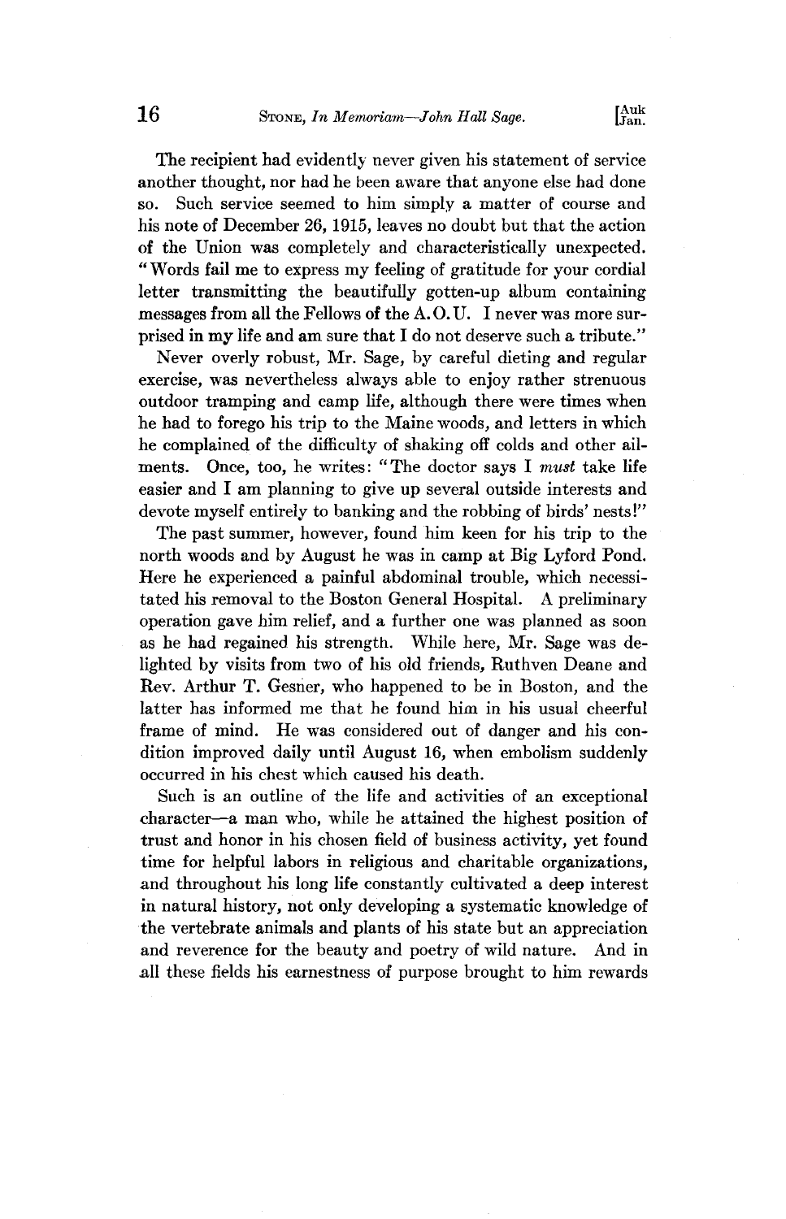The recipient had evidently never given his statement of service another thought, nor had he been aware that anyone else had done so. Such service seemed to him simply a matter of course and his note of December 26, 1915, leaves no doubt but that the action of the Union was completely and characteristically unexpected. "Words fail me to express my feeling of gratitude for your cordial letter transmitting the beautifully gotten-up album containing messages from all the Fellows of the A. O. U. I never was more surprised in my life and am sure that I do not deserve such a tribute."

Never overly robust, Mr. Sage, by careful dieting and regular exercise, was nevertheless always able to enjoy rather strenuous outdoor tramping and camp life, although there were times when he had to forego his trip to the Maine woods, and letters in which he complained of the difficulty of shaking off colds and other ailments. Once, too, he writes: "The doctor says I *must* take life easier and I am planning to give up several outside interests and devote myself entirely to banking and the robbing of birds' nests!"

The past summer, however, found him keen for his trip to the north woods and by August he was in camp at Big Lyford Pond. Here he experienced a painful abdominal trouble, which necessitated his removal to the Boston General Hospital. A preliminary operation gave him relief, and a further one was planned as soon as he had regained his strength. While here, Mr. Sage was delighted by visits from two of his old friends, Ruthven Deane and Rev. Arthur T. Gesner, who happened to be in Boston, and the latter has informed me that he found him in his usual cheerful frame of mind. He was considered out of danger and his condition improved daily until August 16, when embolism suddenly occurred in his chest which caused his death.

Such is an outline of the life and activities of an exceptional character—a man who, while he attained the highest position of trust and honor in his chosen field of business activity, yet found time for helpful labors in religious and charitable organizations, and throughout his long life constantly cultivated a deep interest in natural history, not only developing a systematic knowledge of the vertebrate animals and plants of his state but an appreciation and reverence for the beauty and poetry of wild nature. And in all these fields his earnestness of purpose brought to him rewards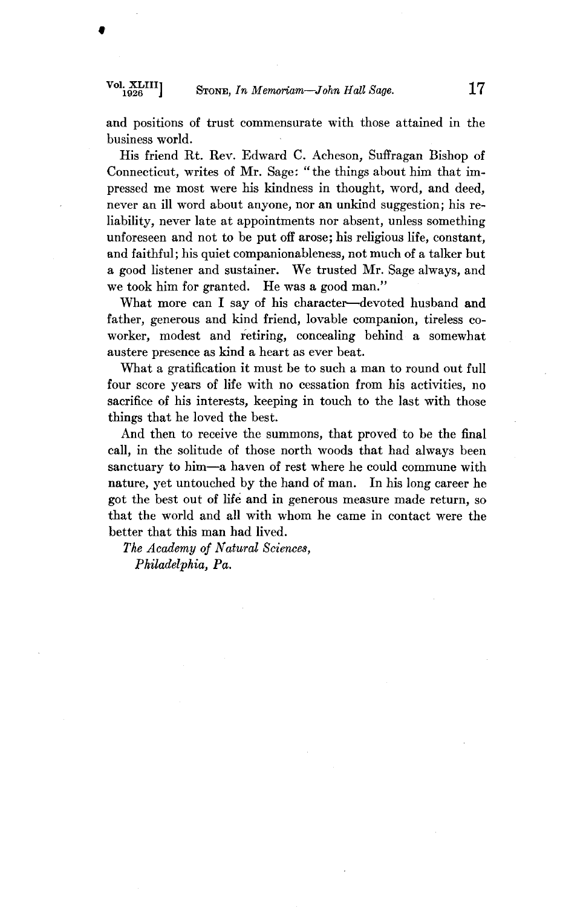and positions of trust commensurate with those attained in the business world.

His friend Rt. Rev. Edward C. Acheson, Suffragan Bishop of Connecticut, writes of Mr. Sage: "the things about him that impressed me most were his kindness in thought, word, and deed, never an ill word about anyone, nor an unkind suggestion; his reliability, never late at appointments nor absent, unless something unforeseen and not to be put off arose; his religious life, constant, and faithful; his quiet companionableness, not much of a talker but a good listener and sustainer. We trusted Mr. Sage always, and we took him for granted. He was a good man."

What more can I say of his character—devoted husband and father, generous and kind friend, lovable companion, tireless coworker, modest and retiring, concealing behind a somewhat austere presence as kind a heart as ever beat.

What a gratification it must be to such a man to round out full four score years of life with no cessation from his activities, no sacrifice of his interests, keeping in touch to the last with those things that he loved the best.

And then to receive the summons, that proved to be the final call, in the solitude of those north woods that had always been sanctuary to him—a haven of rest where he could commune with nature, yet untouched by the hand of man. In his long career he got the best out of life and in generous measure made return, so that the world and all with whom he came in contact were the better that this man had lived.

*The Academy of Natural Sciences,*
*Philadelphia, Pa.*